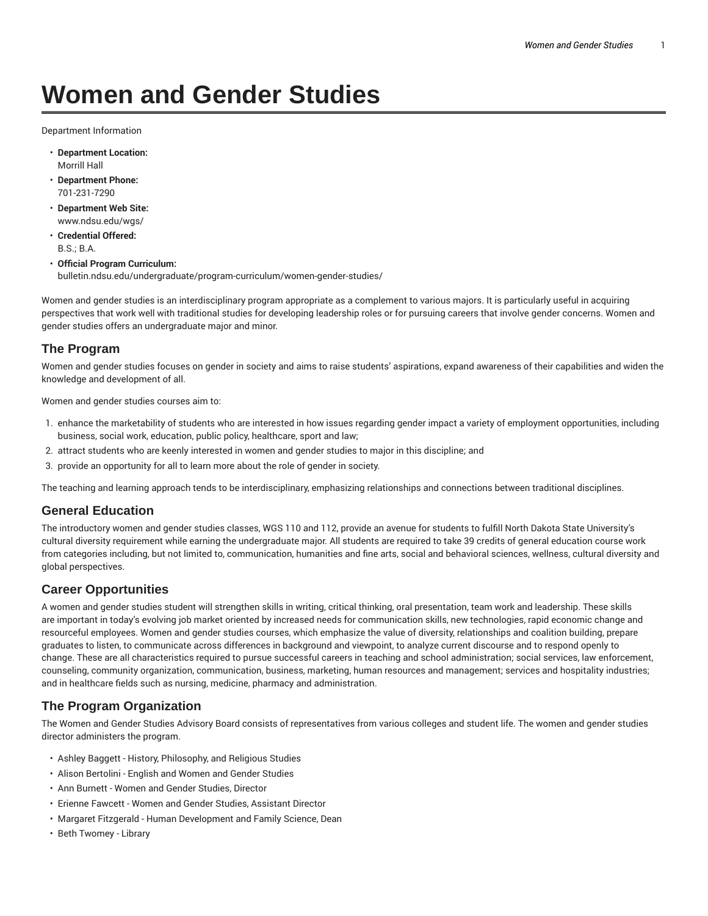# Women and Gender Studies

Department Information

- **Department Location:**
  Morrill Hall
- **Department Phone:**
  701-231-7290
- **Department Web Site:**
  www.ndsu.edu/wgs/
- **Credential Offered:**
  B.S.; B.A.
- **Official Program Curriculum:**
  bulletin.ndsu.edu/undergraduate/program-curriculum/women-gender-studies/

Women and gender studies is an interdisciplinary program appropriate as a complement to various majors. It is particularly useful in acquiring perspectives that work well with traditional studies for developing leadership roles or for pursuing careers that involve gender concerns. Women and gender studies offers an undergraduate major and minor.

## The Program

Women and gender studies focuses on gender in society and aims to raise students' aspirations, expand awareness of their capabilities and widen the knowledge and development of all.

Women and gender studies courses aim to:

1. enhance the marketability of students who are interested in how issues regarding gender impact a variety of employment opportunities, including business, social work, education, public policy, healthcare, sport and law;
2. attract students who are keenly interested in women and gender studies to major in this discipline; and
3. provide an opportunity for all to learn more about the role of gender in society.

The teaching and learning approach tends to be interdisciplinary, emphasizing relationships and connections between traditional disciplines.

## General Education

The introductory women and gender studies classes, WGS 110 and 112, provide an avenue for students to fulfill North Dakota State University's cultural diversity requirement while earning the undergraduate major. All students are required to take 39 credits of general education course work from categories including, but not limited to, communication, humanities and fine arts, social and behavioral sciences, wellness, cultural diversity and global perspectives.

## Career Opportunities

A women and gender studies student will strengthen skills in writing, critical thinking, oral presentation, team work and leadership. These skills are important in today's evolving job market oriented by increased needs for communication skills, new technologies, rapid economic change and resourceful employees. Women and gender studies courses, which emphasize the value of diversity, relationships and coalition building, prepare graduates to listen, to communicate across differences in background and viewpoint, to analyze current discourse and to respond openly to change. These are all characteristics required to pursue successful careers in teaching and school administration; social services, law enforcement, counseling, community organization, communication, business, marketing, human resources and management; services and hospitality industries; and in healthcare fields such as nursing, medicine, pharmacy and administration.

## The Program Organization

The Women and Gender Studies Advisory Board consists of representatives from various colleges and student life. The women and gender studies director administers the program.

- Ashley Baggett - History, Philosophy, and Religious Studies
- Alison Bertolini - English and Women and Gender Studies
- Ann Burnett - Women and Gender Studies, Director
- Erienne Fawcett - Women and Gender Studies, Assistant Director
- Margaret Fitzgerald - Human Development and Family Science, Dean
- Beth Twomey - Library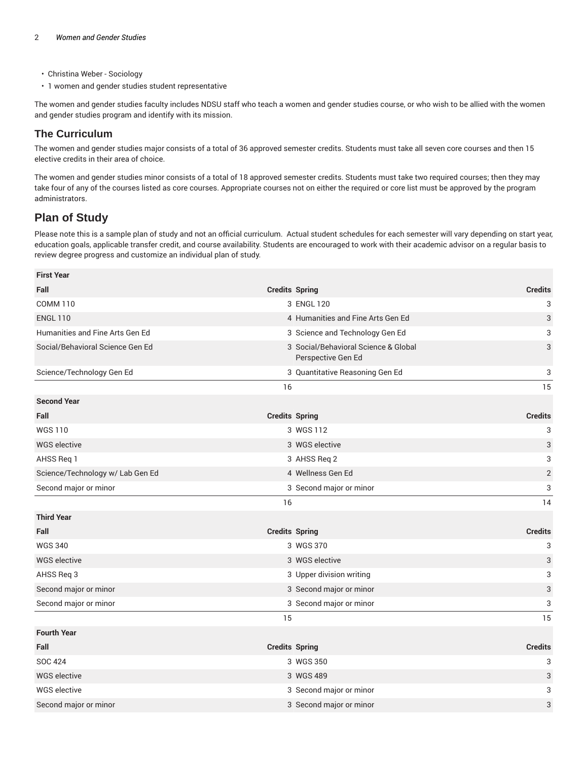- Christina Weber - Sociology
- 1 women and gender studies student representative

The women and gender studies faculty includes NDSU staff who teach a women and gender studies course, or who wish to be allied with the women and gender studies program and identify with its mission.

### The Curriculum

The women and gender studies major consists of a total of 36 approved semester credits. Students must take all seven core courses and then 15 elective credits in their area of choice.

The women and gender studies minor consists of a total of 18 approved semester credits. Students must take two required courses; then they may take four of any of the courses listed as core courses. Appropriate courses not on either the required or core list must be approved by the program administrators.

## Plan of Study

Please note this is a sample plan of study and not an official curriculum. Actual student schedules for each semester will vary depending on start year, education goals, applicable transfer credit, and course availability. Students are encouraged to work with their academic advisor on a regular basis to review degree progress and customize an individual plan of study.

| First Year | | | |
|---|---|---|---|
| **Fall** | **Credits** | **Spring** | **Credits** |
| COMM 110 | 3 | ENGL 120 | 3 |
| ENGL 110 | 4 | Humanities and Fine Arts Gen Ed | 3 |
| Humanities and Fine Arts Gen Ed | 3 | Science and Technology Gen Ed | 3 |
| Social/Behavioral Science Gen Ed | 3 | Social/Behavioral Science & Global Perspective Gen Ed | 3 |
| Science/Technology Gen Ed | 3 | Quantitative Reasoning Gen Ed | 3 |
| | 16 | | 15 |
| **Second Year** | | | |
| **Fall** | **Credits** | **Spring** | **Credits** |
| WGS 110 | 3 | WGS 112 | 3 |
| WGS elective | 3 | WGS elective | 3 |
| AHSS Req 1 | 3 | AHSS Req 2 | 3 |
| Science/Technology w/ Lab Gen Ed | 4 | Wellness Gen Ed | 2 |
| Second major or minor | 3 | Second major or minor | 3 |
| | 16 | | 14 |
| **Third Year** | | | |
| **Fall** | **Credits** | **Spring** | **Credits** |
| WGS 340 | 3 | WGS 370 | 3 |
| WGS elective | 3 | WGS elective | 3 |
| AHSS Req 3 | 3 | Upper division writing | 3 |
| Second major or minor | 3 | Second major or minor | 3 |
| Second major or minor | 3 | Second major or minor | 3 |
| | 15 | | 15 |
| **Fourth Year** | | | |
| **Fall** | **Credits** | **Spring** | **Credits** |
| SOC 424 | 3 | WGS 350 | 3 |
| WGS elective | 3 | WGS 489 | 3 |
| WGS elective | 3 | Second major or minor | 3 |
| Second major or minor | 3 | Second major or minor | 3 |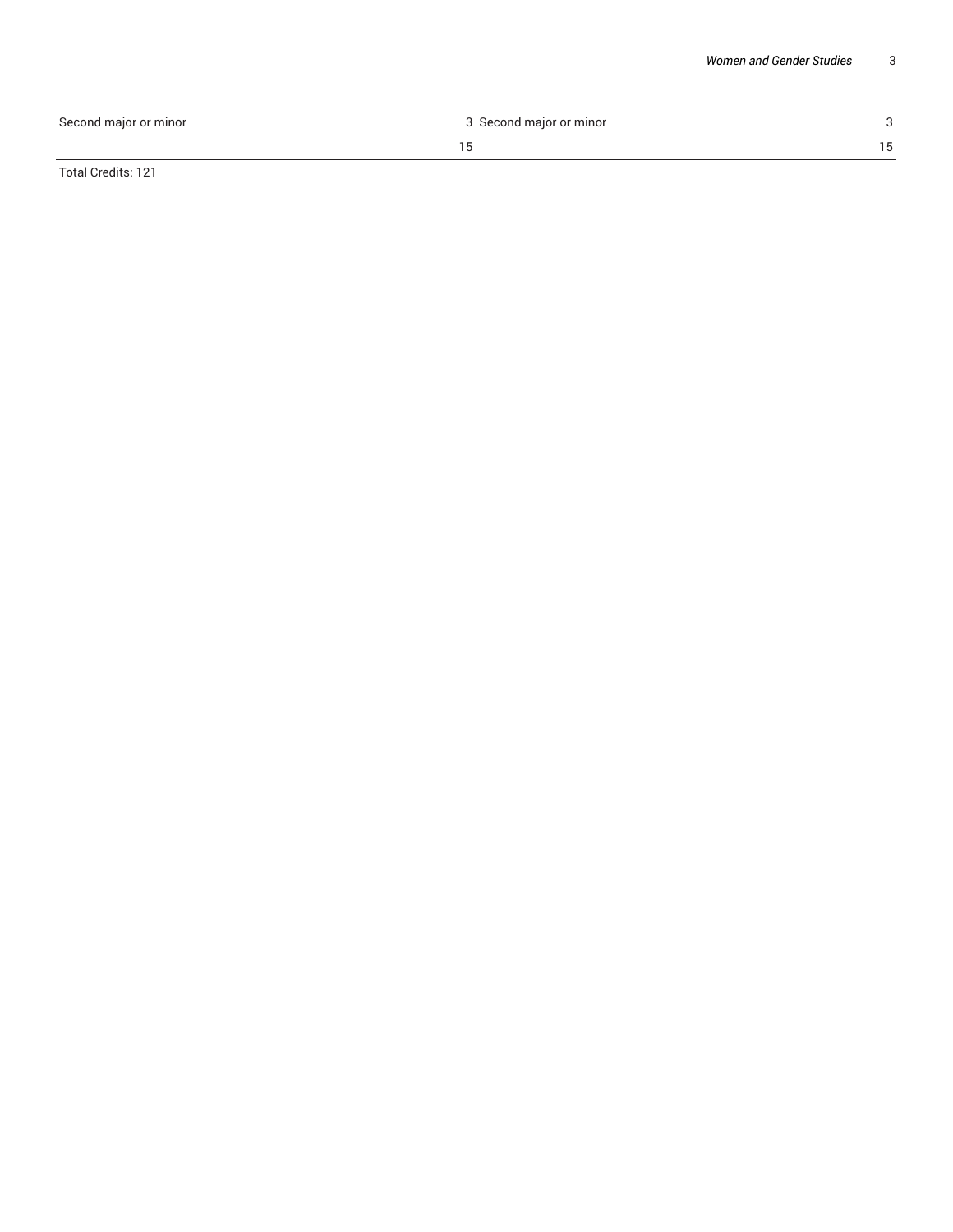| | | | |
|---|---|---|---|
| Second major or minor | 3 | Second major or minor | 3 |
| | 15 | | 15 |

Total Credits: 121